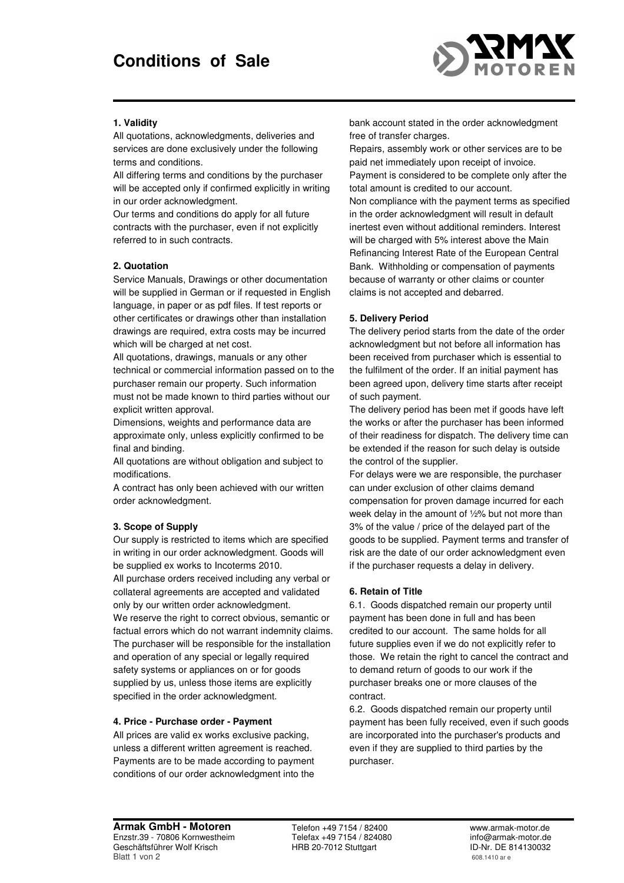# Conditions of Sale

**1. Validity**

All quotations, acknowledgments, deliveries and services are done exclusively under the following terms and conditions.

All differing terms and conditions by the purchaser will be accepted only if confirmed explicitly in writing in our order acknowledgment.

Our terms and conditions do apply for all future contracts with the purchaser, even if not explicitly referred to in such contracts.

**2. Quotation**

Service Manuals, Drawings or other documentation will be supplied in German or if requested in English language, in paper or as pdf files. If test reports or other certificates or drawings other than installation drawings are required, extra costs may be incurred which will be charged at net cost.

All quotations, drawings, manuals or any other technical or commercial information passed on to the purchaser remain our property. Such information must not be made known to third parties without our explicit written approval.

Dimensions, weights and performance data are approximate only, unless explicitly confirmed to be final and binding.

All quotations are without obligation and subject to modifications.

A contract has only been achieved with our written order acknowledgment.

**3. Scope of Supply**

Our supply is restricted to items which are specified in writing in our order acknowledgment. Goods will be supplied ex works to Incoterms 2010.

All purchase orders received including any verbal or collateral agreements are accepted and validated only by our written order acknowledgment.

We reserve the right to correct obvious, semantic or factual errors which do not warrant indemnity claims.

The purchaser will be responsible for the installation and operation of any special or legally required safety systems or appliances on or for goods supplied by us, unless those items are explicitly specified in the order acknowledgment.

**4. Price - Purchase order - Payment**

All prices are valid ex works exclusive packing, unless a different written agreement is reached. Payments are to be made according to payment conditions of our order acknowledgment into the bank account stated in the order acknowledgment free of transfer charges.

Repairs, assembly work or other services are to be paid net immediately upon receipt of invoice.

Payment is considered to be complete only after the total amount is credited to our account.

Non compliance with the payment terms as specified in the order acknowledgment will result in default inertest even without additional reminders. Interest will be charged with 5% interest above the Main Refinancing Interest Rate of the European Central Bank. Withholding or compensation of payments because of warranty or other claims or counter claims is not accepted and debarred.

**5. Delivery Period**

The delivery period starts from the date of the order acknowledgment but not before all information has been received from purchaser which is essential to the fulfilment of the order. If an initial payment has been agreed upon, delivery time starts after receipt of such payment.

The delivery period has been met if goods have left the works or after the purchaser has been informed of their readiness for dispatch. The delivery time can be extended if the reason for such delay is outside the control of the supplier.

For delays were we are responsible, the purchaser can under exclusion of other claims demand compensation for proven damage incurred for each week delay in the amount of ½% but not more than 3% of the value / price of the delayed part of the goods to be supplied. Payment terms and transfer of risk are the date of our order acknowledgment even if the purchaser requests a delay in delivery.

**6. Retain of Title**

6.1. Goods dispatched remain our property until payment has been done in full and has been credited to our account. The same holds for all future supplies even if we do not explicitly refer to those. We retain the right to cancel the contract and to demand return of goods to our work if the purchaser breaks one or more clauses of the contract.

6.2. Goods dispatched remain our property until payment has been fully received, even if such goods are incorporated into the purchaser's products and even if they are supplied to third parties by the purchaser.

**Armak GmbH - Motoren**
Enzstr.39 - 70806 Kornwestheim
Geschäftsführer Wolf Krisch

Telefon +49 7154 / 82400
Telefax +49 7154 / 824080
HRB 20-7012 Stuttgart

www.armak-motor.de
info@armak-motor.de
ID-Nr. DE 814130032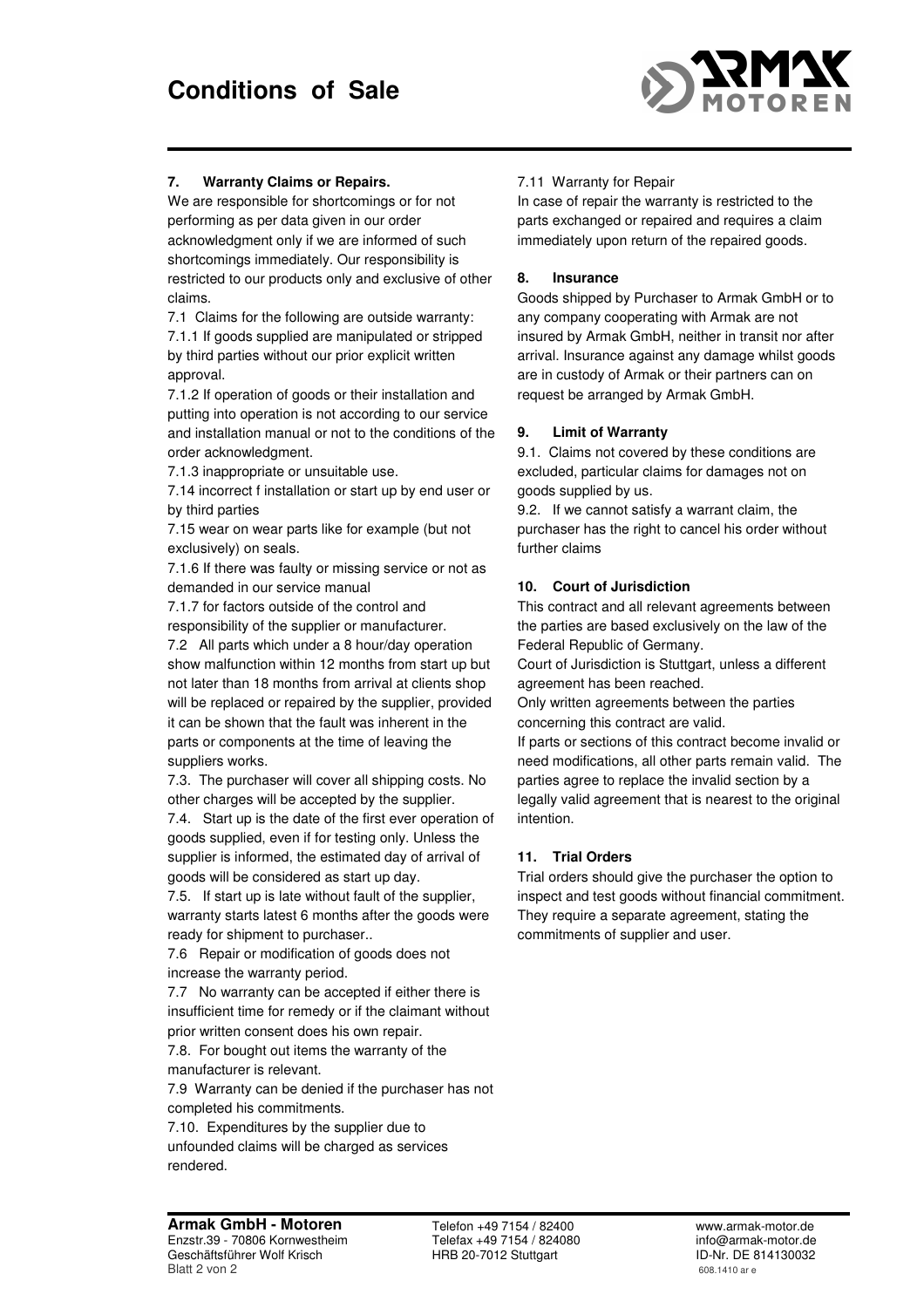# Conditions of Sale

### 7. Warranty Claims or Repairs.

We are responsible for shortcomings or for not performing as per data given in our order acknowledgment only if we are informed of such shortcomings immediately. Our responsibility is restricted to our products only and exclusive of other claims.

7.1 Claims for the following are outside warranty:

7.1.1 If goods supplied are manipulated or stripped by third parties without our prior explicit written approval.

7.1.2 If operation of goods or their installation and putting into operation is not according to our service and installation manual or not to the conditions of the order acknowledgment.

7.1.3 inappropriate or unsuitable use.

7.14 incorrect f installation or start up by end user or by third parties

7.15 wear on wear parts like for example (but not exclusively) on seals.

7.1.6 If there was faulty or missing service or not as demanded in our service manual

7.1.7 for factors outside of the control and responsibility of the supplier or manufacturer.

7.2 All parts which under a 8 hour/day operation show malfunction within 12 months from start up but not later than 18 months from arrival at clients shop will be replaced or repaired by the supplier, provided it can be shown that the fault was inherent in the parts or components at the time of leaving the suppliers works.

7.3. The purchaser will cover all shipping costs. No other charges will be accepted by the supplier.

7.4. Start up is the date of the first ever operation of goods supplied, even if for testing only. Unless the supplier is informed, the estimated day of arrival of goods will be considered as start up day.

7.5. If start up is late without fault of the supplier, warranty starts latest 6 months after the goods were ready for shipment to purchaser..

7.6 Repair or modification of goods does not increase the warranty period.

7.7 No warranty can be accepted if either there is insufficient time for remedy or if the claimant without prior written consent does his own repair.

7.8. For bought out items the warranty of the manufacturer is relevant.

7.9 Warranty can be denied if the purchaser has not completed his commitments.

7.10. Expenditures by the supplier due to unfounded claims will be charged as services rendered.

7.11 Warranty for Repair

In case of repair the warranty is restricted to the parts exchanged or repaired and requires a claim immediately upon return of the repaired goods.

### 8. Insurance

Goods shipped by Purchaser to Armak GmbH or to any company cooperating with Armak are not insured by Armak GmbH, neither in transit nor after arrival. Insurance against any damage whilst goods are in custody of Armak or their partners can on request be arranged by Armak GmbH.

### 9. Limit of Warranty

9.1. Claims not covered by these conditions are excluded, particular claims for damages not on goods supplied by us.

9.2. If we cannot satisfy a warrant claim, the purchaser has the right to cancel his order without further claims

### 10. Court of Jurisdiction

This contract and all relevant agreements between the parties are based exclusively on the law of the Federal Republic of Germany.

Court of Jurisdiction is Stuttgart, unless a different agreement has been reached.

Only written agreements between the parties concerning this contract are valid.

If parts or sections of this contract become invalid or need modifications, all other parts remain valid. The parties agree to replace the invalid section by a legally valid agreement that is nearest to the original intention.

### 11. Trial Orders

Trial orders should give the purchaser the option to inspect and test goods without financial commitment. They require a separate agreement, stating the commitments of supplier and user.

**Armak GmbH - Motoren**
Enzstr.39 - 70806 Kornwestheim
Geschäftsführer Wolf Krisch

Telefon +49 7154 / 82400
Telefax +49 7154 / 824080
HRB 20-7012 Stuttgart

www.armak-motor.de
info@armak-motor.de
ID-Nr. DE 814130032
608.1410 ar e